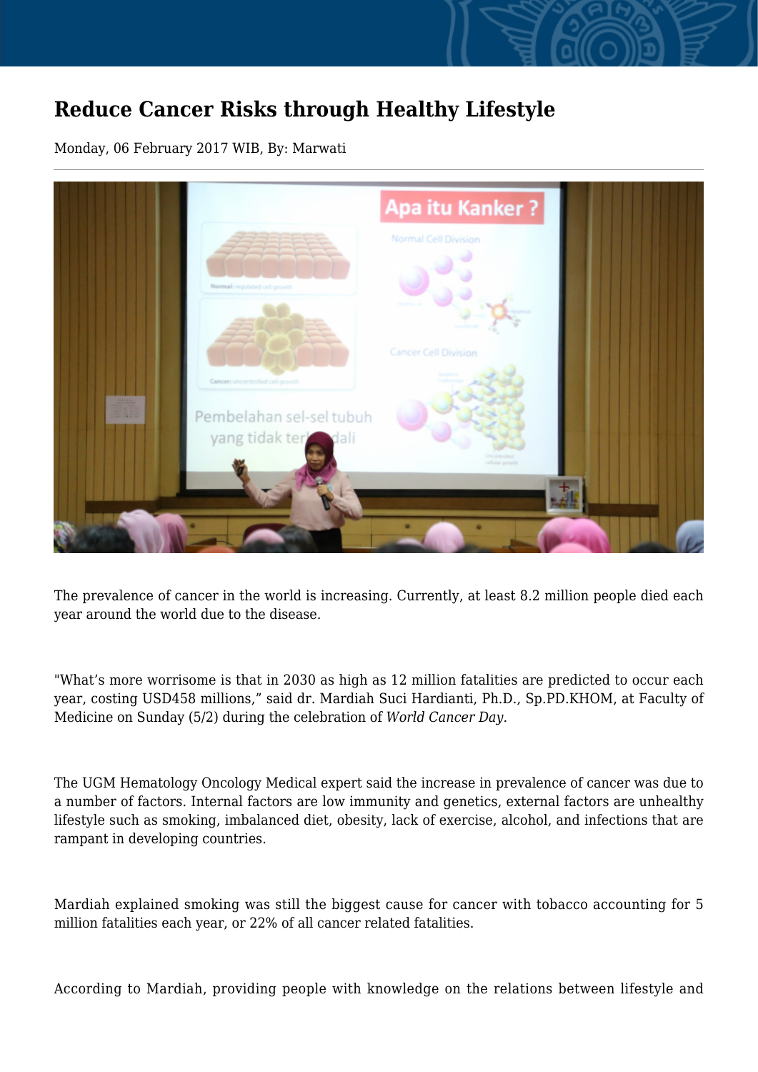# Reduce Cancer Risks through Healthy Lifestyle

Monday, 06 February 2017 WIB, By: Marwati

The prevalence of cancer in the world is increasing. Currently, at least 8.2 million people died each year around the world due to the disease.

"What's more worrisome is that in 2030 as high as 12 million fatalities are predicted to occur each year, costing USD458 millions," said dr. Mardiah Suci Hardianti, Ph.D., Sp.PD.KHOM, at Faculty of Medicine on Sunday (5/2) during the celebration of *World Cancer Day*.

The UGM Hematology Oncology Medical expert said the increase in prevalence of cancer was due to a number of factors. Internal factors are low immunity and genetics, external factors are unhealthy lifestyle such as smoking, imbalanced diet, obesity, lack of exercise, alcohol, and infections that are rampant in developing countries.

Mardiah explained smoking was still the biggest cause for cancer with tobacco accounting for 5 million fatalities each year, or 22% of all cancer related fatalities.

According to Mardiah, providing people with knowledge on the relations between lifestyle and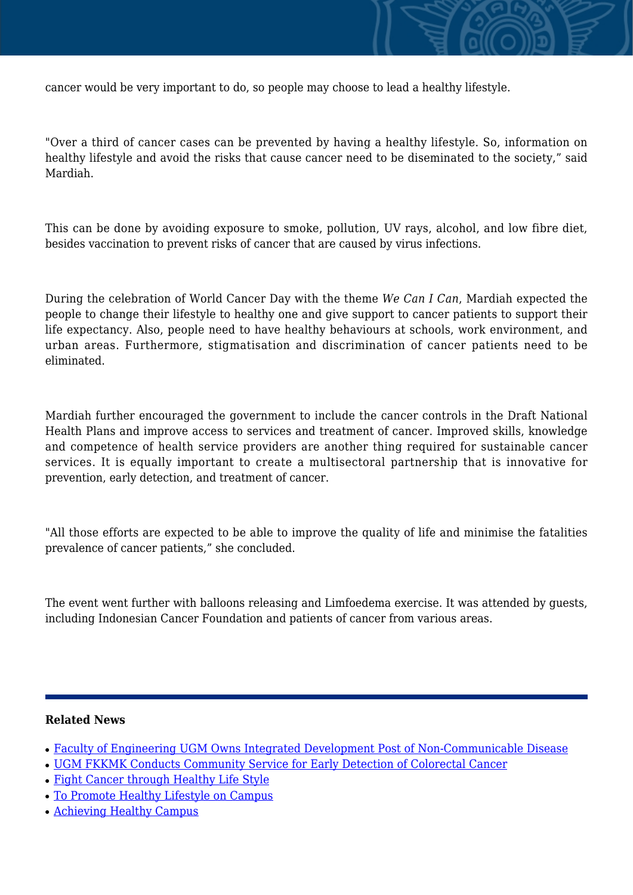cancer would be very important to do, so people may choose to lead a healthy lifestyle.

"Over a third of cancer cases can be prevented by having a healthy lifestyle. So, information on healthy lifestyle and avoid the risks that cause cancer need to be diseminated to the society," said Mardiah.

This can be done by avoiding exposure to smoke, pollution, UV rays, alcohol, and low fibre diet, besides vaccination to prevent risks of cancer that are caused by virus infections.

During the celebration of World Cancer Day with the theme *We Can I Can*, Mardiah expected the people to change their lifestyle to healthy one and give support to cancer patients to support their life expectancy. Also, people need to have healthy behaviours at schools, work environment, and urban areas. Furthermore, stigmatisation and discrimination of cancer patients need to be eliminated.

Mardiah further encouraged the government to include the cancer controls in the Draft National Health Plans and improve access to services and treatment of cancer. Improved skills, knowledge and competence of health service providers are another thing required for sustainable cancer services. It is equally important to create a multisectoral partnership that is innovative for prevention, early detection, and treatment of cancer.

"All those efforts are expected to be able to improve the quality of life and minimise the fatalities prevalence of cancer patients," she concluded.

The event went further with balloons releasing and Limfoedema exercise. It was attended by guests, including Indonesian Cancer Foundation and patients of cancer from various areas.

**Related News**

- Faculty of Engineering UGM Owns Integrated Development Post of Non-Communicable Disease
- UGM FKKMK Conducts Community Service for Early Detection of Colorectal Cancer
- Fight Cancer through Healthy Life Style
- To Promote Healthy Lifestyle on Campus
- Achieving Healthy Campus